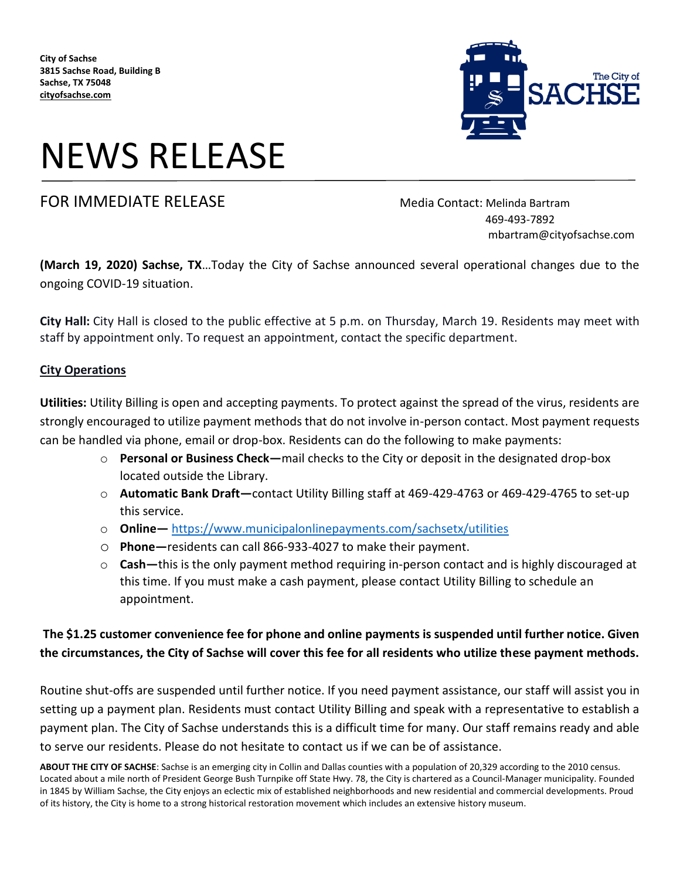**City of Sachse**
**3815 Sachse Road, Building B**
**Sachse, TX 75048**
**cityofsachse.com**

# NEWS RELEASE

FOR IMMEDIATE RELEASE

Media Contact: Melinda Bartram
469-493-7892
mbartram@cityofsachse.com

**(March 19, 2020) Sachse, TX**…Today the City of Sachse announced several operational changes due to the ongoing COVID-19 situation.

**City Hall:** City Hall is closed to the public effective at 5 p.m. on Thursday, March 19. Residents may meet with staff by appointment only. To request an appointment, contact the specific department.

**City Operations**

**Utilities:** Utility Billing is open and accepting payments. To protect against the spread of the virus, residents are strongly encouraged to utilize payment methods that do not involve in-person contact. Most payment requests can be handled via phone, email or drop-box. Residents can do the following to make payments:

- **Personal or Business Check—**mail checks to the City or deposit in the designated drop-box located outside the Library.
- **Automatic Bank Draft—**contact Utility Billing staff at 469-429-4763 or 469-429-4765 to set-up this service.
- **Online—** https://www.municipalonlinepayments.com/sachsetx/utilities
- **Phone—**residents can call 866-933-4027 to make their payment.
- **Cash—**this is the only payment method requiring in-person contact and is highly discouraged at this time. If you must make a cash payment, please contact Utility Billing to schedule an appointment.

**The $1.25 customer convenience fee for phone and online payments is suspended until further notice. Given the circumstances, the City of Sachse will cover this fee for all residents who utilize these payment methods.**

Routine shut-offs are suspended until further notice. If you need payment assistance, our staff will assist you in setting up a payment plan. Residents must contact Utility Billing and speak with a representative to establish a payment plan. The City of Sachse understands this is a difficult time for many. Our staff remains ready and able to serve our residents. Please do not hesitate to contact us if we can be of assistance.

**ABOUT THE CITY OF SACHSE**: Sachse is an emerging city in Collin and Dallas counties with a population of 20,329 according to the 2010 census. Located about a mile north of President George Bush Turnpike off State Hwy. 78, the City is chartered as a Council-Manager municipality. Founded in 1845 by William Sachse, the City enjoys an eclectic mix of established neighborhoods and new residential and commercial developments. Proud of its history, the City is home to a strong historical restoration movement which includes an extensive history museum.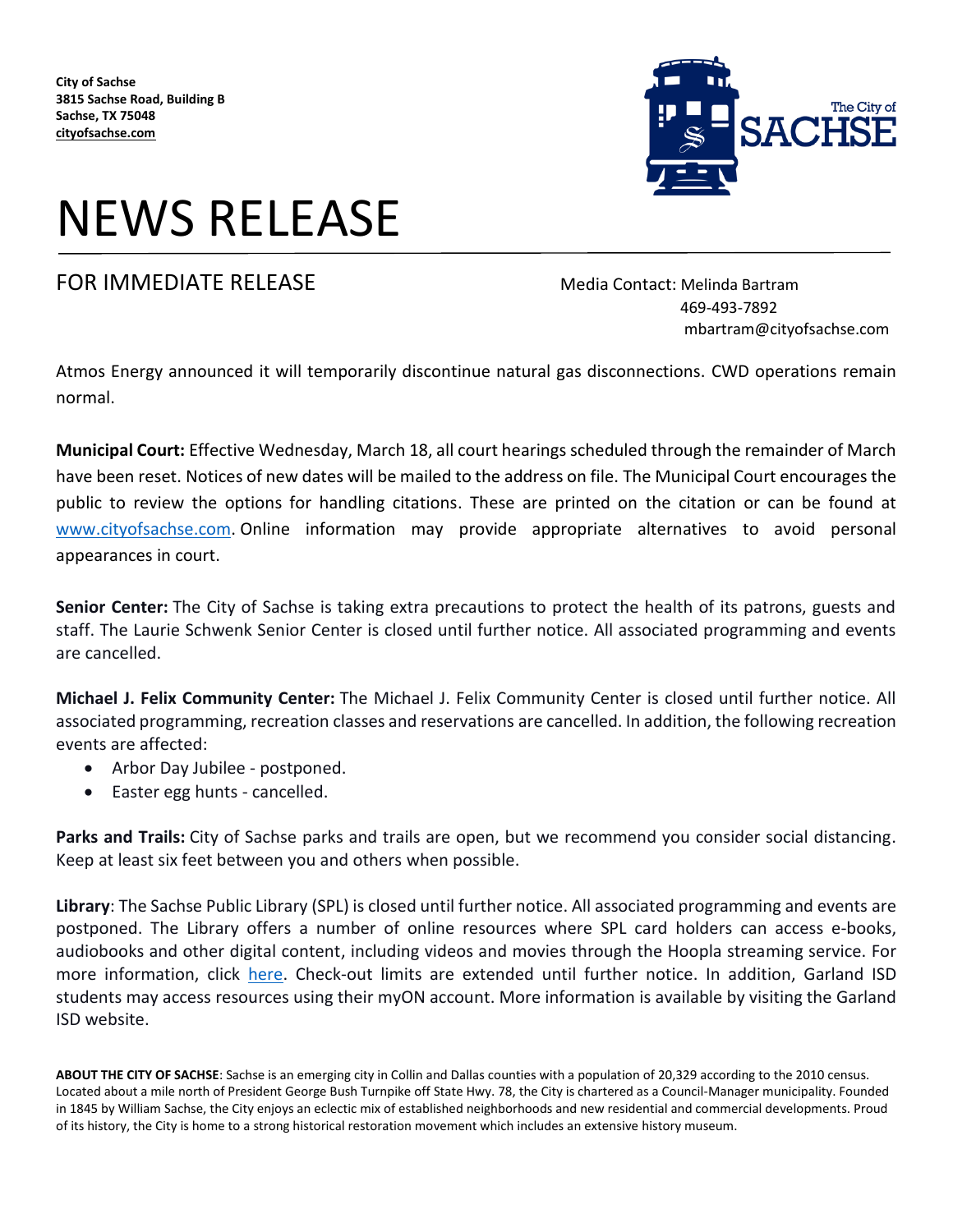**City of Sachse**
**3815 Sachse Road, Building B**
**Sachse, TX 75048**
**[cityofsachse.com](http://cityofsachse.com)**

# NEWS RELEASE

FOR IMMEDIATE RELEASE

Media Contact: Melinda Bartram
469-493-7892
mbartram@cityofsachse.com

Atmos Energy announced it will temporarily discontinue natural gas disconnections. CWD operations remain normal.

**Municipal Court:** Effective Wednesday, March 18, all court hearings scheduled through the remainder of March have been reset. Notices of new dates will be mailed to the address on file. The Municipal Court encourages the public to review the options for handling citations. These are printed on the citation or can be found at [www.cityofsachse.com](http://www.cityofsachse.com). Online information may provide appropriate alternatives to avoid personal appearances in court.

**Senior Center:** The City of Sachse is taking extra precautions to protect the health of its patrons, guests and staff. The Laurie Schwenk Senior Center is closed until further notice. All associated programming and events are cancelled.

**Michael J. Felix Community Center:** The Michael J. Felix Community Center is closed until further notice. All associated programming, recreation classes and reservations are cancelled. In addition, the following recreation events are affected:

- Arbor Day Jubilee - postponed.
- Easter egg hunts - cancelled.

**Parks and Trails:** City of Sachse parks and trails are open, but we recommend you consider social distancing. Keep at least six feet between you and others when possible.

**Library**: The Sachse Public Library (SPL) is closed until further notice. All associated programming and events are postponed. The Library offers a number of online resources where SPL card holders can access e-books, audiobooks and other digital content, including videos and movies through the Hoopla streaming service. For more information, click here. Check-out limits are extended until further notice. In addition, Garland ISD students may access resources using their myON account. More information is available by visiting the Garland ISD website.

**ABOUT THE CITY OF SACHSE**: Sachse is an emerging city in Collin and Dallas counties with a population of 20,329 according to the 2010 census. Located about a mile north of President George Bush Turnpike off State Hwy. 78, the City is chartered as a Council-Manager municipality. Founded in 1845 by William Sachse, the City enjoys an eclectic mix of established neighborhoods and new residential and commercial developments. Proud of its history, the City is home to a strong historical restoration movement which includes an extensive history museum.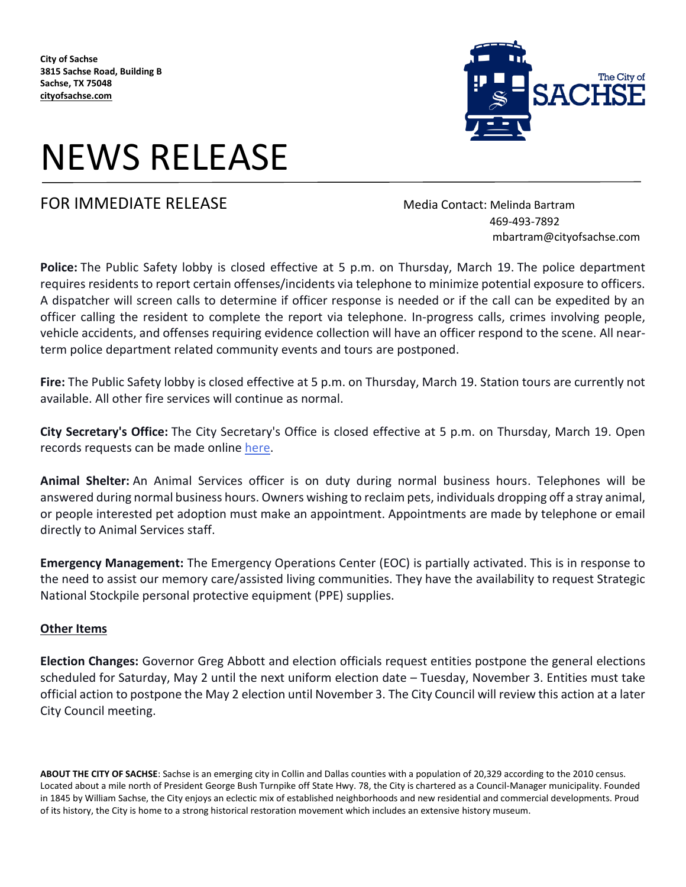**City of Sachse**
**3815 Sachse Road, Building B**
**Sachse, TX 75048**
**cityofsachse.com**

# NEWS RELEASE

FOR IMMEDIATE RELEASE

Media Contact: Melinda Bartram
469-493-7892
mbartram@cityofsachse.com

**Police:** The Public Safety lobby is closed effective at 5 p.m. on Thursday, March 19. The police department requires residents to report certain offenses/incidents via telephone to minimize potential exposure to officers. A dispatcher will screen calls to determine if officer response is needed or if the call can be expedited by an officer calling the resident to complete the report via telephone. In-progress calls, crimes involving people, vehicle accidents, and offenses requiring evidence collection will have an officer respond to the scene. All near-term police department related community events and tours are postponed.

**Fire:** The Public Safety lobby is closed effective at 5 p.m. on Thursday, March 19. Station tours are currently not available. All other fire services will continue as normal.

**City Secretary's Office:** The City Secretary's Office is closed effective at 5 p.m. on Thursday, March 19. Open records requests can be made online here.

**Animal Shelter:** An Animal Services officer is on duty during normal business hours. Telephones will be answered during normal business hours. Owners wishing to reclaim pets, individuals dropping off a stray animal, or people interested pet adoption must make an appointment. Appointments are made by telephone or email directly to Animal Services staff.

**Emergency Management:** The Emergency Operations Center (EOC) is partially activated. This is in response to the need to assist our memory care/assisted living communities. They have the availability to request Strategic National Stockpile personal protective equipment (PPE) supplies.

**Other Items**

**Election Changes:** Governor Greg Abbott and election officials request entities postpone the general elections scheduled for Saturday, May 2 until the next uniform election date – Tuesday, November 3. Entities must take official action to postpone the May 2 election until November 3. The City Council will review this action at a later City Council meeting.

**ABOUT THE CITY OF SACHSE**: Sachse is an emerging city in Collin and Dallas counties with a population of 20,329 according to the 2010 census. Located about a mile north of President George Bush Turnpike off State Hwy. 78, the City is chartered as a Council-Manager municipality. Founded in 1845 by William Sachse, the City enjoys an eclectic mix of established neighborhoods and new residential and commercial developments. Proud of its history, the City is home to a strong historical restoration movement which includes an extensive history museum.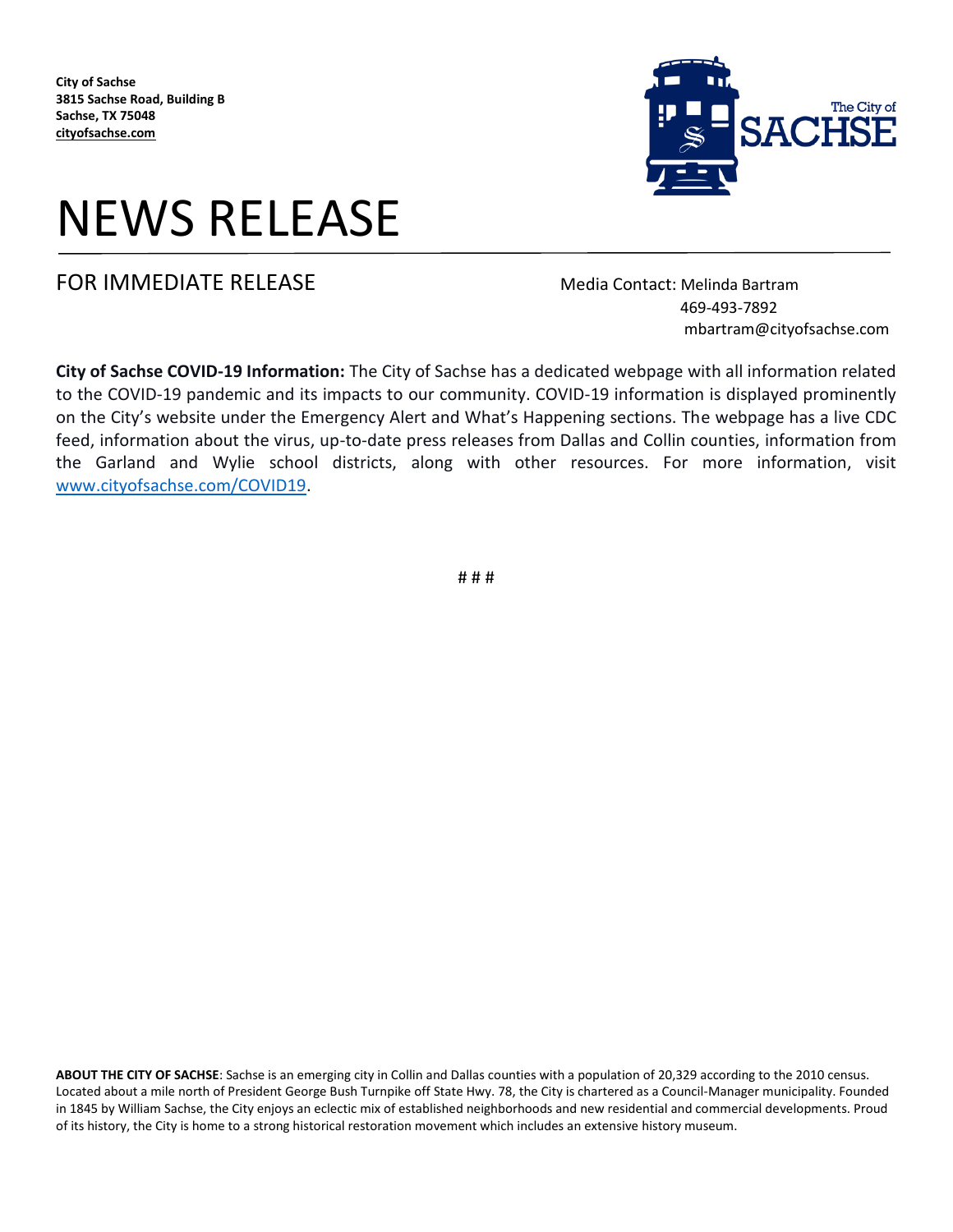**City of Sachse**
**3815 Sachse Road, Building B**
**Sachse, TX 75048**
**cityofsachse.com**

The City of SACHSE

# NEWS RELEASE

FOR IMMEDIATE RELEASE

Media Contact: Melinda Bartram
469-493-7892
mbartram@cityofsachse.com

**City of Sachse COVID-19 Information:** The City of Sachse has a dedicated webpage with all information related to the COVID-19 pandemic and its impacts to our community. COVID-19 information is displayed prominently on the City's website under the Emergency Alert and What's Happening sections. The webpage has a live CDC feed, information about the virus, up-to-date press releases from Dallas and Collin counties, information from the Garland and Wylie school districts, along with other resources. For more information, visit www.cityofsachse.com/COVID19.

# # #

**ABOUT THE CITY OF SACHSE**: Sachse is an emerging city in Collin and Dallas counties with a population of 20,329 according to the 2010 census. Located about a mile north of President George Bush Turnpike off State Hwy. 78, the City is chartered as a Council-Manager municipality. Founded in 1845 by William Sachse, the City enjoys an eclectic mix of established neighborhoods and new residential and commercial developments. Proud of its history, the City is home to a strong historical restoration movement which includes an extensive history museum.